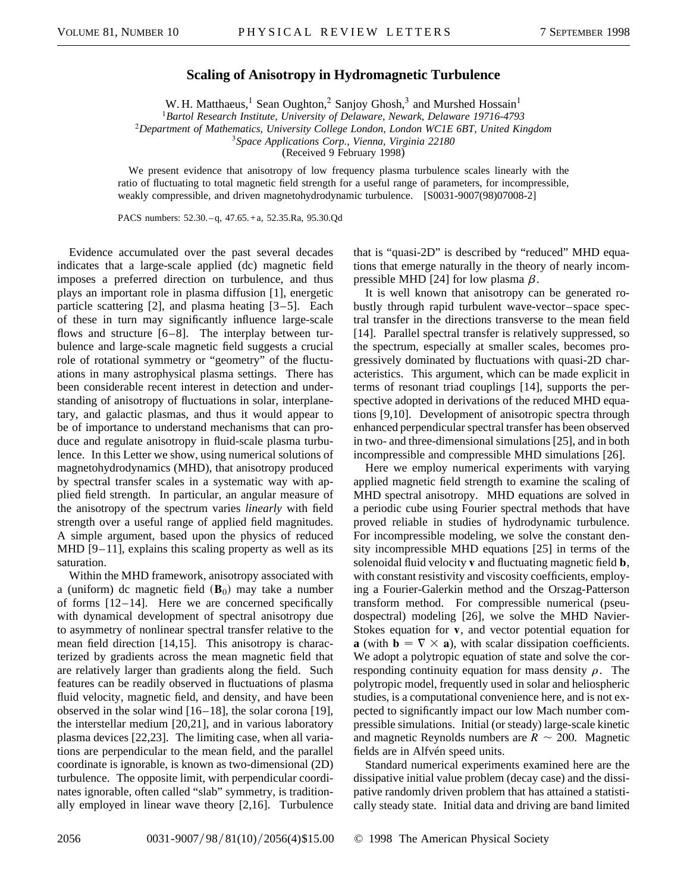# Scaling of Anisotropy in Hydromagnetic Turbulence

W. H. Matthaeus,[1] Sean Oughton,[2] Sanjoy Ghosh,[3] and Murshed Hossain[1]

[1]*Bartol Research Institute, University of Delaware, Newark, Delaware 19716-4793*
[2]*Department of Mathematics, University College London, London WC1E 6BT, United Kingdom*
[3]*Space Applications Corp., Vienna, Virginia 22180*
(Received 9 February 1998)

We present evidence that anisotropy of low frequency plasma turbulence scales linearly with the ratio of fluctuating to total magnetic field strength for a useful range of parameters, for incompressible, weakly compressible, and driven magnetohydrodynamic turbulence. [S0031-9007(98)07008-2]

PACS numbers: 52.30.–q, 47.65.+a, 52.35.Ra, 95.30.Qd

Evidence accumulated over the past several decades indicates that a large-scale applied (dc) magnetic field imposes a preferred direction on turbulence, and thus plays an important role in plasma diffusion [1], energetic particle scattering [2], and plasma heating [3–5]. Each of these in turn may significantly influence large-scale flows and structure [6–8]. The interplay between turbulence and large-scale magnetic field suggests a crucial role of rotational symmetry or "geometry" of the fluctuations in many astrophysical plasma settings. There has been considerable recent interest in detection and understanding of anisotropy of fluctuations in solar, interplanetary, and galactic plasmas, and thus it would appear to be of importance to understand mechanisms that can produce and regulate anisotropy in fluid-scale plasma turbulence. In this Letter we show, using numerical solutions of magnetohydrodynamics (MHD), that anisotropy produced by spectral transfer scales in a systematic way with applied field strength. In particular, an angular measure of the anisotropy of the spectrum varies *linearly* with field strength over a useful range of applied field magnitudes. A simple argument, based upon the physics of reduced MHD [9–11], explains this scaling property as well as its saturation.

Within the MHD framework, anisotropy associated with a (uniform) dc magnetic field ($\mathbf{B}_0$) may take a number of forms [12–14]. Here we are concerned specifically with dynamical development of spectral anisotropy due to asymmetry of nonlinear spectral transfer relative to the mean field direction [14,15]. This anisotropy is characterized by gradients across the mean magnetic field that are relatively larger than gradients along the field. Such features can be readily observed in fluctuations of plasma fluid velocity, magnetic field, and density, and have been observed in the solar wind [16–18], the solar corona [19], the interstellar medium [20,21], and in various laboratory plasma devices [22,23]. The limiting case, when all variations are perpendicular to the mean field, and the parallel coordinate is ignorable, is known as two-dimensional (2D) turbulence. The opposite limit, with perpendicular coordinates ignorable, often called "slab" symmetry, is traditionally employed in linear wave theory [2,16]. Turbulence that is "quasi-2D" is described by "reduced" MHD equations that emerge naturally in the theory of nearly incompressible MHD [24] for low plasma $\beta$.

It is well known that anisotropy can be generated robustly through rapid turbulent wave-vector–space spectral transfer in the directions transverse to the mean field [14]. Parallel spectral transfer is relatively suppressed, so the spectrum, especially at smaller scales, becomes progressively dominated by fluctuations with quasi-2D characteristics. This argument, which can be made explicit in terms of resonant triad couplings [14], supports the perspective adopted in derivations of the reduced MHD equations [9,10]. Development of anisotropic spectra through enhanced perpendicular spectral transfer has been observed in two- and three-dimensional simulations [25], and in both incompressible and compressible MHD simulations [26].

Here we employ numerical experiments with varying applied magnetic field strength to examine the scaling of MHD spectral anisotropy. MHD equations are solved in a periodic cube using Fourier spectral methods that have proved reliable in studies of hydrodynamic turbulence. For incompressible modeling, we solve the constant density incompressible MHD equations [25] in terms of the solenoidal fluid velocity $\mathbf{v}$ and fluctuating magnetic field $\mathbf{b}$, with constant resistivity and viscosity coefficients, employing a Fourier-Galerkin method and the Orszag-Patterson transform method. For compressible numerical (pseudospectral) modeling [26], we solve the MHD Navier-Stokes equation for $\mathbf{v}$, and vector potential equation for $\mathbf{a}$ (with $\mathbf{b} = \nabla \times \mathbf{a}$), with scalar dissipation coefficients. We adopt a polytropic equation of state and solve the corresponding continuity equation for mass density $\rho$. The polytropic model, frequently used in solar and heliospheric studies, is a computational convenience here, and is not expected to significantly impact our low Mach number compressible simulations. Initial (or steady) large-scale kinetic and magnetic Reynolds numbers are $R \sim 200$. Magnetic fields are in Alfvén speed units.

Standard numerical experiments examined here are the dissipative initial value problem (decay case) and the dissipative randomly driven problem that has attained a statistically steady state. Initial data and driving are band limited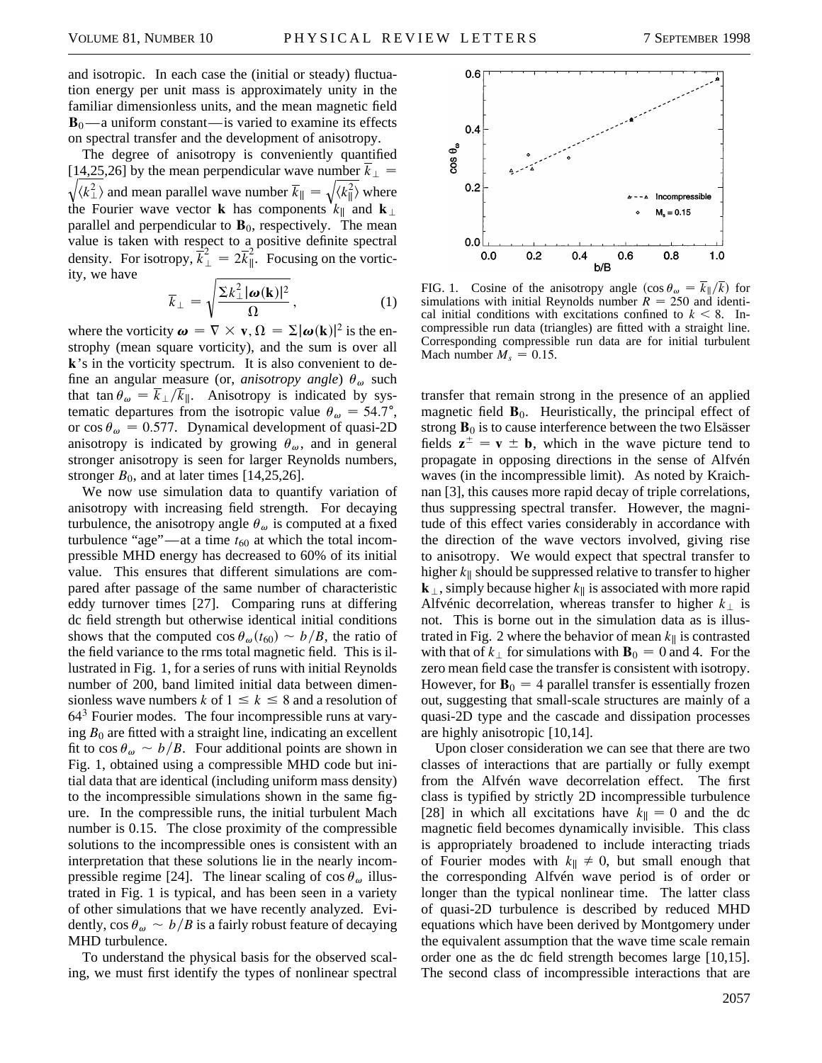and isotropic. In each case the (initial or steady) fluctuation energy per unit mass is approximately unity in the familiar dimensionless units, and the mean magnetic field $\mathbf{B}_0$—a uniform constant—is varied to examine its effects on spectral transfer and the development of anisotropy.

The degree of anisotropy is conveniently quantified [14,25,26] by the mean perpendicular wave number $\overline{k}_\perp = \sqrt{\langle k_\perp^2 \rangle}$ and mean parallel wave number $\overline{k}_\parallel = \sqrt{\langle k_\parallel^2 \rangle}$ where the Fourier wave vector $\mathbf{k}$ has components $k_\parallel$ and $\mathbf{k}_\perp$ parallel and perpendicular to $\mathbf{B}_0$, respectively. The mean value is taken with respect to a positive definite spectral density. For isotropy, $\overline{k}_\perp^2 = 2\overline{k}_\parallel^2$. Focusing on the vorticity, we have

$$\overline{k}_\perp = \sqrt{\frac{\Sigma k_\perp^2 |\boldsymbol{\omega}(\mathbf{k})|^2}{\Omega}}, \tag{1}$$

where the vorticity $\boldsymbol{\omega} = \nabla \times \mathbf{v}$, $\Omega = \Sigma |\boldsymbol{\omega}(\mathbf{k})|^2$ is the enstrophy (mean square vorticity), and the sum is over all $\mathbf{k}$'s in the vorticity spectrum. It is also convenient to define an angular measure (or, *anisotropy angle*) $\theta_\omega$ such that $\tan\theta_\omega = \overline{k}_\perp / \overline{k}_\parallel$. Anisotropy is indicated by systematic departures from the isotropic value $\theta_\omega = 54.7°$, or $\cos\theta_\omega = 0.577$. Dynamical development of quasi-2D anisotropy is indicated by growing $\theta_\omega$, and in general stronger anisotropy is seen for larger Reynolds numbers, stronger $B_0$, and at later times [14,25,26].

We now use simulation data to quantify variation of anisotropy with increasing field strength. For decaying turbulence, the anisotropy angle $\theta_\omega$ is computed at a fixed turbulence "age"—at a time $t_{60}$ at which the total incompressible MHD energy has decreased to 60% of its initial value. This ensures that different simulations are compared after passage of the same number of characteristic eddy turnover times [27]. Comparing runs at differing dc field strength but otherwise identical initial conditions shows that the computed $\cos\theta_\omega(t_{60}) \sim b/B$, the ratio of the field variance to the rms total magnetic field. This is illustrated in Fig. 1, for a series of runs with initial Reynolds number of 200, band limited initial data between dimensionless wave numbers $k$ of $1 \le k \le 8$ and a resolution of $64^3$ Fourier modes. The four incompressible runs at varying $B_0$ are fitted with a straight line, indicating an excellent fit to $\cos\theta_\omega \sim b/B$. Four additional points are shown in Fig. 1, obtained using a compressible MHD code but initial data that are identical (including uniform mass density) to the incompressible simulations shown in the same figure. In the compressible runs, the initial turbulent Mach number is 0.15. The close proximity of the compressible solutions to the incompressible ones is consistent with an interpretation that these solutions lie in the nearly incompressible regime [24]. The linear scaling of $\cos\theta_\omega$ illustrated in Fig. 1 is typical, and has been seen in a variety of other simulations that we have recently analyzed. Evidently, $\cos\theta_\omega \sim b/B$ is a fairly robust feature of decaying MHD turbulence.

To understand the physical basis for the observed scaling, we must first identify the types of nonlinear spectral

FIG. 1. Cosine of the anisotropy angle ($\cos\theta_\omega = \overline{k}_\parallel/\overline{k}$) for simulations with initial Reynolds number $R = 250$ and identical initial conditions with excitations confined to $k < 8$. Incompressible run data (triangles) are fitted with a straight line. Corresponding compressible run data are for initial turbulent Mach number $M_s = 0.15$.

transfer that remain strong in the presence of an applied magnetic field $\mathbf{B}_0$. Heuristically, the principal effect of strong $\mathbf{B}_0$ is to cause interference between the two Elsässer fields $\mathbf{z}^\pm = \mathbf{v} \pm \mathbf{b}$, which in the wave picture tend to propagate in opposing directions in the sense of Alfvén waves (in the incompressible limit). As noted by Kraichnan [3], this causes more rapid decay of triple correlations, thus suppressing spectral transfer. However, the magnitude of this effect varies considerably in accordance with the direction of the wave vectors involved, giving rise to anisotropy. We would expect that spectral transfer to higher $k_\parallel$ should be suppressed relative to transfer to higher $\mathbf{k}_\perp$, simply because higher $k_\parallel$ is associated with more rapid Alfvénic decorrelation, whereas transfer to higher $k_\perp$ is not. This is borne out in the simulation data as is illustrated in Fig. 2 where the behavior of mean $k_\parallel$ is contrasted with that of $k_\perp$ for simulations with $\mathbf{B}_0 = 0$ and 4. For the zero mean field case the transfer is consistent with isotropy. However, for $\mathbf{B}_0 = 4$ parallel transfer is essentially frozen out, suggesting that small-scale structures are mainly of a quasi-2D type and the cascade and dissipation processes are highly anisotropic [10,14].

Upon closer consideration we can see that there are two classes of interactions that are partially or fully exempt from the Alfvén wave decorrelation effect. The first class is typified by strictly 2D incompressible turbulence [28] in which all excitations have $k_\parallel = 0$ and the dc magnetic field becomes dynamically invisible. This class is appropriately broadened to include interacting triads of Fourier modes with $k_\parallel \ne 0$, but small enough that the corresponding Alfvén wave period is of order or longer than the typical nonlinear time. The latter class of quasi-2D turbulence is described by reduced MHD equations which have been derived by Montgomery under the equivalent assumption that the wave time scale remain order one as the dc field strength becomes large [10,15]. The second class of incompressible interactions that are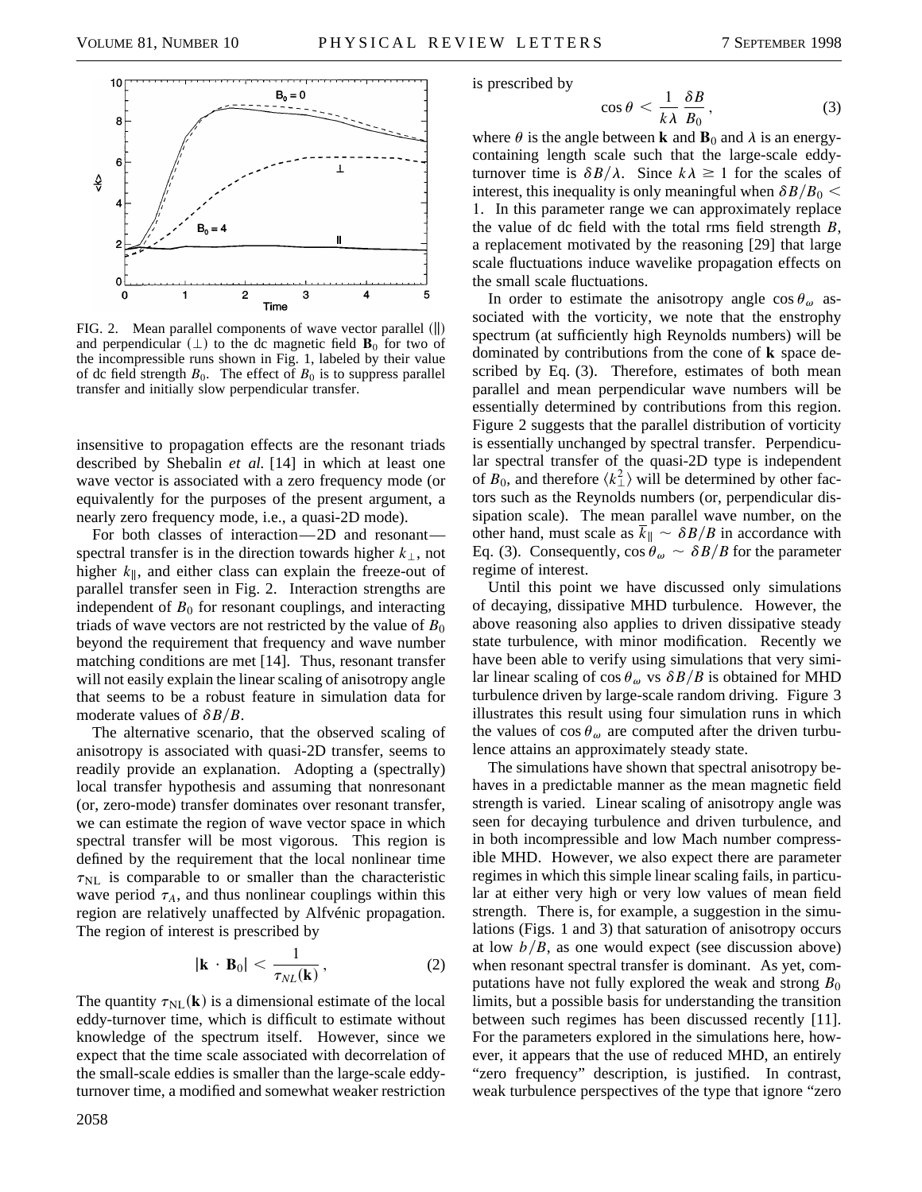FIG. 2. Mean parallel components of wave vector parallel (∥) and perpendicular (⊥) to the dc magnetic field $\mathbf{B}_0$ for two of the incompressible runs shown in Fig. 1, labeled by their value of dc field strength $B_0$. The effect of $B_0$ is to suppress parallel transfer and initially slow perpendicular transfer.

insensitive to propagation effects are the resonant triads described by Shebalin *et al.* [14] in which at least one wave vector is associated with a zero frequency mode (or equivalently for the purposes of the present argument, a nearly zero frequency mode, i.e., a quasi-2D mode).

For both classes of interaction—2D and resonant—spectral transfer is in the direction towards higher $k_\perp$, not higher $k_\parallel$, and either class can explain the freeze-out of parallel transfer seen in Fig. 2. Interaction strengths are independent of $B_0$ for resonant couplings, and interacting triads of wave vectors are not restricted by the value of $B_0$ beyond the requirement that frequency and wave number matching conditions are met [14]. Thus, resonant transfer will not easily explain the linear scaling of anisotropy angle that seems to be a robust feature in simulation data for moderate values of $\delta B/B$.

The alternative scenario, that the observed scaling of anisotropy is associated with quasi-2D transfer, seems to readily provide an explanation. Adopting a (spectrally) local transfer hypothesis and assuming that nonresonant (or, zero-mode) transfer dominates over resonant transfer, we can estimate the region of wave vector space in which spectral transfer will be most vigorous. This region is defined by the requirement that the local nonlinear time $\tau_{\rm NL}$ is comparable to or smaller than the characteristic wave period $\tau_A$, and thus nonlinear couplings within this region are relatively unaffected by Alfvénic propagation. The region of interest is prescribed by

$$|\mathbf{k} \cdot \mathbf{B}_0| < \frac{1}{\tau_{NL}(\mathbf{k})}, \tag{2}$$

The quantity $\tau_{\rm NL}(\mathbf{k})$ is a dimensional estimate of the local eddy-turnover time, which is difficult to estimate without knowledge of the spectrum itself. However, since we expect that the time scale associated with decorrelation of the small-scale eddies is smaller than the large-scale eddy-turnover time, a modified and somewhat weaker restriction is prescribed by

$$\cos\theta < \frac{1}{k\lambda}\,\frac{\delta B}{B_0}, \tag{3}$$

where $\theta$ is the angle between $\mathbf{k}$ and $\mathbf{B}_0$ and $\lambda$ is an energy-containing length scale such that the large-scale eddy-turnover time is $\delta B/\lambda$. Since $k\lambda \geq 1$ for the scales of interest, this inequality is only meaningful when $\delta B/B_0 < 1$. In this parameter range we can approximately replace the value of dc field with the total rms field strength $B$, a replacement motivated by the reasoning [29] that large scale fluctuations induce wavelike propagation effects on the small scale fluctuations.

In order to estimate the anisotropy angle $\cos\theta_\omega$ associated with the vorticity, we note that the enstrophy spectrum (at sufficiently high Reynolds numbers) will be dominated by contributions from the cone of $\mathbf{k}$ space described by Eq. (3). Therefore, estimates of both mean parallel and mean perpendicular wave numbers will be essentially determined by contributions from this region. Figure 2 suggests that the parallel distribution of vorticity is essentially unchanged by spectral transfer. Perpendicular spectral transfer of the quasi-2D type is independent of $B_0$, and therefore $\langle k_\perp^2\rangle$ will be determined by other factors such as the Reynolds numbers (or, perpendicular dissipation scale). The mean parallel wave number, on the other hand, must scale as $\overline{k}_\parallel \sim \delta B/B$ in accordance with Eq. (3). Consequently, $\cos\theta_\omega \sim \delta B/B$ for the parameter regime of interest.

Until this point we have discussed only simulations of decaying, dissipative MHD turbulence. However, the above reasoning also applies to driven dissipative steady state turbulence, with minor modification. Recently we have been able to verify using simulations that very similar linear scaling of $\cos\theta_\omega$ vs $\delta B/B$ is obtained for MHD turbulence driven by large-scale random driving. Figure 3 illustrates this result using four simulation runs in which the values of $\cos\theta_\omega$ are computed after the driven turbulence attains an approximately steady state.

The simulations have shown that spectral anisotropy behaves in a predictable manner as the mean magnetic field strength is varied. Linear scaling of anisotropy angle was seen for decaying turbulence and driven turbulence, and in both incompressible and low Mach number compressible MHD. However, we also expect there are parameter regimes in which this simple linear scaling fails, in particular at either very high or very low values of mean field strength. There is, for example, a suggestion in the simulations (Figs. 1 and 3) that saturation of anisotropy occurs at low $b/B$, as one would expect (see discussion above) when resonant spectral transfer is dominant. As yet, computations have not fully explored the weak and strong $B_0$ limits, but a possible basis for understanding the transition between such regimes has been discussed recently [11]. For the parameters explored in the simulations here, however, it appears that the use of reduced MHD, an entirely "zero frequency" description, is justified. In contrast, weak turbulence perspectives of the type that ignore "zero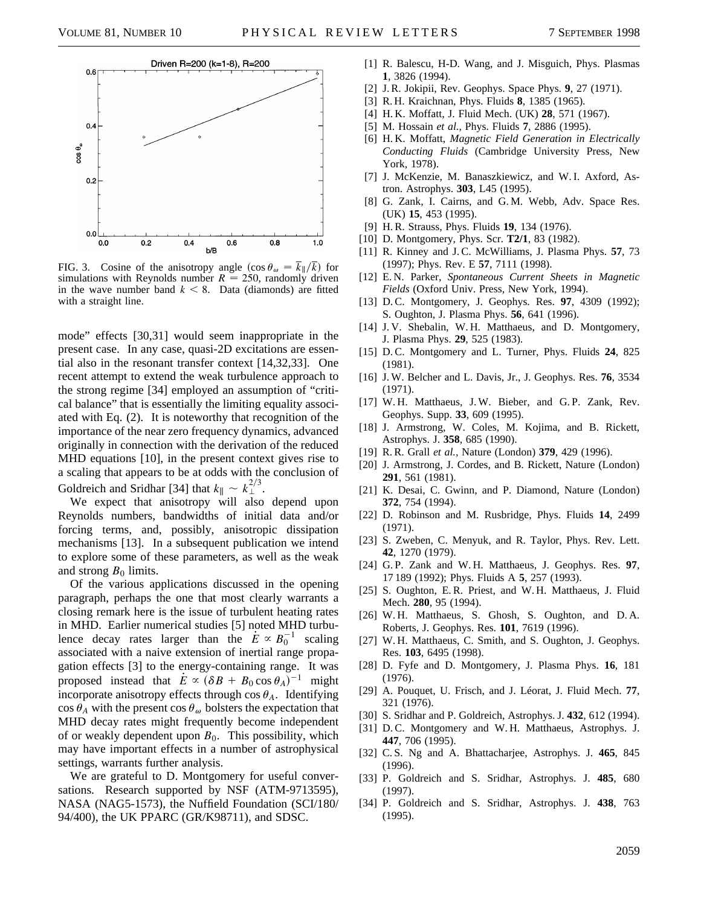Driven R=200 (k=1-8), R=200

0.6

0.4

0.2

0.0

0.0 0.2 0.4 0.6 0.8 1.0

b/B

$\cos\theta_\omega$

FIG. 3. Cosine of the anisotropy angle ($\cos\theta_\omega = \bar{k}_\parallel/\bar{k}$) for simulations with Reynolds number $R = 250$, randomly driven in the wave number band $k < 8$. Data (diamonds) are fitted with a straight line.

mode" effects [30,31] would seem inappropriate in the present case. In any case, quasi-2D excitations are essential also in the resonant transfer context [14,32,33]. One recent attempt to extend the weak turbulence approach to the strong regime [34] employed an assumption of "critical balance" that is essentially the limiting equality associated with Eq. (2). It is noteworthy that recognition of the importance of the near zero frequency dynamics, advanced originally in connection with the derivation of the reduced MHD equations [10], in the present context gives rise to a scaling that appears to be at odds with the conclusion of Goldreich and Sridhar [34] that $k_\parallel \sim k_\perp^{2/3}$.

We expect that anisotropy will also depend upon Reynolds numbers, bandwidths of initial data and/or forcing terms, and, possibly, anisotropic dissipation mechanisms [13]. In a subsequent publication we intend to explore some of these parameters, as well as the weak and strong $B_0$ limits.

Of the various applications discussed in the opening paragraph, perhaps the one that most clearly warrants a closing remark here is the issue of turbulent heating rates in MHD. Earlier numerical studies [5] noted MHD turbulence decay rates larger than the $\dot{E} \propto B_0^{-1}$ scaling associated with a naive extension of inertial range propagation effects [3] to the energy-containing range. It was proposed instead that $\dot{E} \propto (\delta B + B_0 \cos\theta_A)^{-1}$ might incorporate anisotropy effects through $\cos\theta_A$. Identifying $\cos\theta_A$ with the present $\cos\theta_\omega$ bolsters the expectation that MHD decay rates might frequently become independent of or weakly dependent upon $B_0$. This possibility, which may have important effects in a number of astrophysical settings, warrants further analysis.

We are grateful to D. Montgomery for useful conversations. Research supported by NSF (ATM-9713595), NASA (NAG5-1573), the Nuffield Foundation (SCI/180/94/400), the UK PPARC (GR/K98711), and SDSC.

[1] R. Balescu, H-D. Wang, and J. Misguich, Phys. Plasmas **1**, 3826 (1994).
[2] J. R. Jokipii, Rev. Geophys. Space Phys. **9**, 27 (1971).
[3] R. H. Kraichnan, Phys. Fluids **8**, 1385 (1965).
[4] H. K. Moffatt, J. Fluid Mech. (UK) **28**, 571 (1967).
[5] M. Hossain *et al.,* Phys. Fluids **7**, 2886 (1995).
[6] H. K. Moffatt, *Magnetic Field Generation in Electrically Conducting Fluids* (Cambridge University Press, New York, 1978).
[7] J. McKenzie, M. Banaszkiewicz, and W. I. Axford, Astron. Astrophys. **303**, L45 (1995).
[8] G. Zank, I. Cairns, and G. M. Webb, Adv. Space Res. (UK) **15**, 453 (1995).
[9] H. R. Strauss, Phys. Fluids **19**, 134 (1976).
[10] D. Montgomery, Phys. Scr. **T2/1**, 83 (1982).
[11] R. Kinney and J. C. McWilliams, J. Plasma Phys. **57**, 73 (1997); Phys. Rev. E **57**, 7111 (1998).
[12] E. N. Parker, *Spontaneous Current Sheets in Magnetic Fields* (Oxford Univ. Press, New York, 1994).
[13] D. C. Montgomery, J. Geophys. Res. **97**, 4309 (1992); S. Oughton, J. Plasma Phys. **56**, 641 (1996).
[14] J. V. Shebalin, W. H. Matthaeus, and D. Montgomery, J. Plasma Phys. **29**, 525 (1983).
[15] D. C. Montgomery and L. Turner, Phys. Fluids **24**, 825 (1981).
[16] J. W. Belcher and L. Davis, Jr., J. Geophys. Res. **76**, 3534 (1971).
[17] W. H. Matthaeus, J. W. Bieber, and G. P. Zank, Rev. Geophys. Supp. **33**, 609 (1995).
[18] J. Armstrong, W. Coles, M. Kojima, and B. Rickett, Astrophys. J. **358**, 685 (1990).
[19] R. R. Grall *et al.,* Nature (London) **379**, 429 (1996).
[20] J. Armstrong, J. Cordes, and B. Rickett, Nature (London) **291**, 561 (1981).
[21] K. Desai, C. Gwinn, and P. Diamond, Nature (London) **372**, 754 (1994).
[22] D. Robinson and M. Rusbridge, Phys. Fluids **14**, 2499 (1971).
[23] S. Zweben, C. Menyuk, and R. Taylor, Phys. Rev. Lett. **42**, 1270 (1979).
[24] G. P. Zank and W. H. Matthaeus, J. Geophys. Res. **97**, 17 189 (1992); Phys. Fluids A **5**, 257 (1993).
[25] S. Oughton, E. R. Priest, and W. H. Matthaeus, J. Fluid Mech. **280**, 95 (1994).
[26] W. H. Matthaeus, S. Ghosh, S. Oughton, and D. A. Roberts, J. Geophys. Res. **101**, 7619 (1996).
[27] W. H. Matthaeus, C. Smith, and S. Oughton, J. Geophys. Res. **103**, 6495 (1998).
[28] D. Fyfe and D. Montgomery, J. Plasma Phys. **16**, 181 (1976).
[29] A. Pouquet, U. Frisch, and J. Léorat, J. Fluid Mech. **77**, 321 (1976).
[30] S. Sridhar and P. Goldreich, Astrophys. J. **432**, 612 (1994).
[31] D. C. Montgomery and W. H. Matthaeus, Astrophys. J. **447**, 706 (1995).
[32] C. S. Ng and A. Bhattacharjee, Astrophys. J. **465**, 845 (1996).
[33] P. Goldreich and S. Sridhar, Astrophys. J. **485**, 680 (1997).
[34] P. Goldreich and S. Sridhar, Astrophys. J. **438**, 763 (1995).